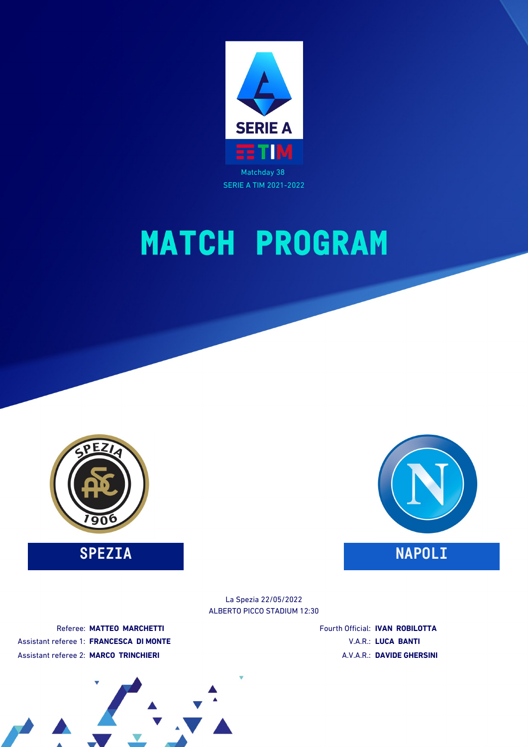Matchday 38
SERIE A TIM 2021-2022

# MATCH PROGRAM

**SPEZIA** — **NAPOLI**

La Spezia 22/05/2022
ALBERTO PICCO STADIUM 12:30

Referee: **MATTEO MARCHETTI**
Assistant referee 1: **FRANCESCA DI MONTE**
Assistant referee 2: **MARCO TRINCHIERI**
Fourth Official: **IVAN ROBILOTTA**
V.A.R.: **LUCA BANTI**
A.V.A.R.: **DAVIDE GHERSINI**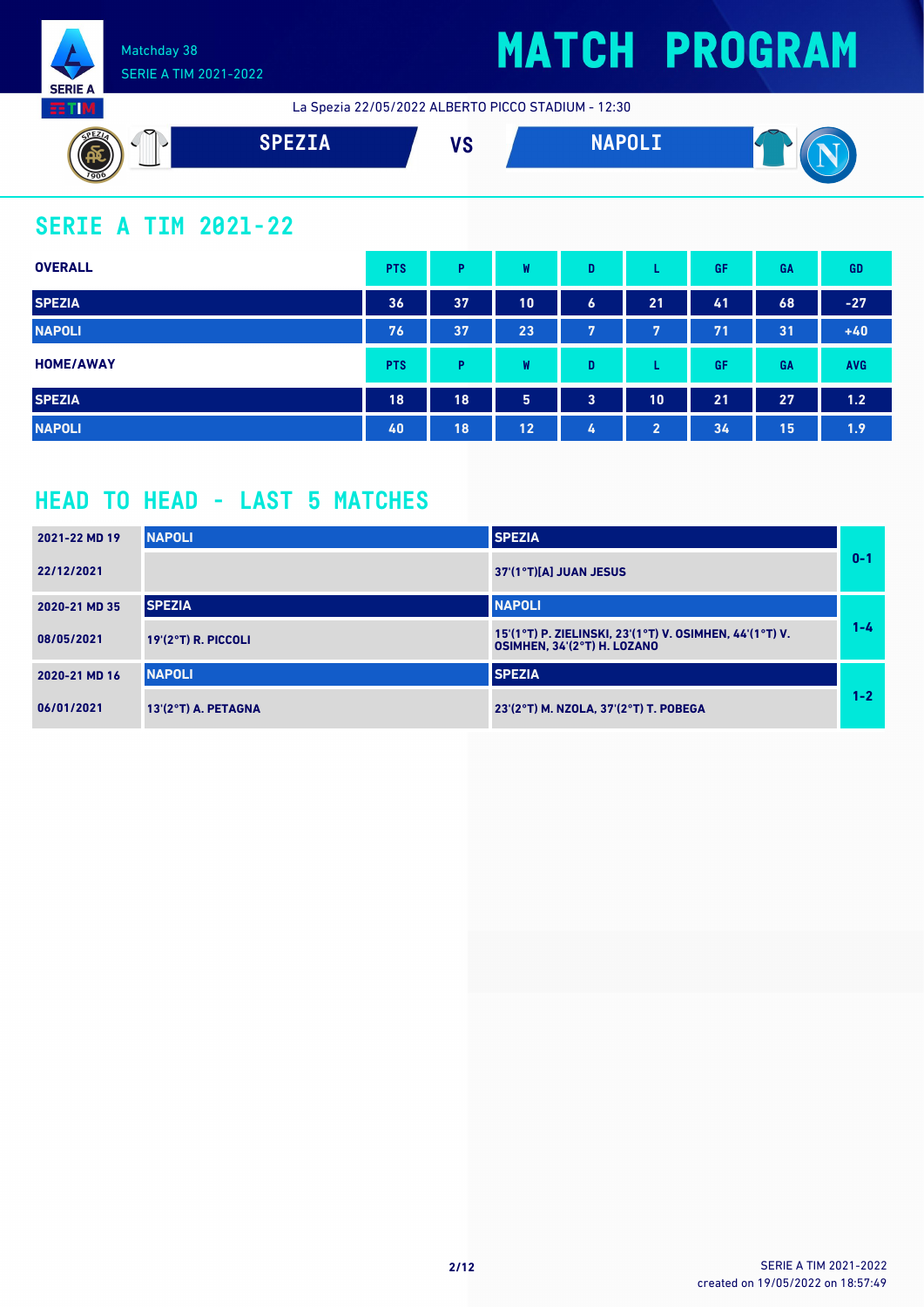# MATCH PROGRAM

Matchday 38

SERIE A TIM 2021-2022

La Spezia 22/05/2022 ALBERTO PICCO STADIUM - 12:30

**SPEZIA** VS **NAPOLI**

## SERIE A TIM 2021-22

| OVERALL | PTS | P | W | D | L | GF | GA | GD |
|---|---|---|---|---|---|---|---|---|
| SPEZIA | 36 | 37 | 10 | 6 | 21 | 41 | 68 | -27 |
| NAPOLI | 76 | 37 | 23 | 7 | 7 | 71 | 31 | +40 |

| HOME/AWAY | PTS | P | W | D | L | GF | GA | AVG |
|---|---|---|---|---|---|---|---|---|
| SPEZIA | 18 | 18 | 5 | 3 | 10 | 21 | 27 | 1.2 |
| NAPOLI | 40 | 18 | 12 | 4 | 2 | 34 | 15 | 1.9 |

## HEAD TO HEAD - LAST 5 MATCHES

| Match | Home | Away | Score |
|---|---|---|---|
| 2021-22 MD 19 / 22/12/2021 | NAPOLI | SPEZIA: 37'(1°T)[A] JUAN JESUS | 0-1 |
| 2020-21 MD 35 / 08/05/2021 | SPEZIA: 19'(2°T) R. PICCOLI | NAPOLI: 15'(1°T) P. ZIELINSKI, 23'(1°T) V. OSIMHEN, 44'(1°T) V. OSIMHEN, 34'(2°T) H. LOZANO | 1-4 |
| 2020-21 MD 16 / 06/01/2021 | NAPOLI: 13'(2°T) A. PETAGNA | SPEZIA: 23'(2°T) M. NZOLA, 37'(2°T) T. POBEGA | 1-2 |

SERIE A TIM 2021-2022
created on 19/05/2022 on 18:57:49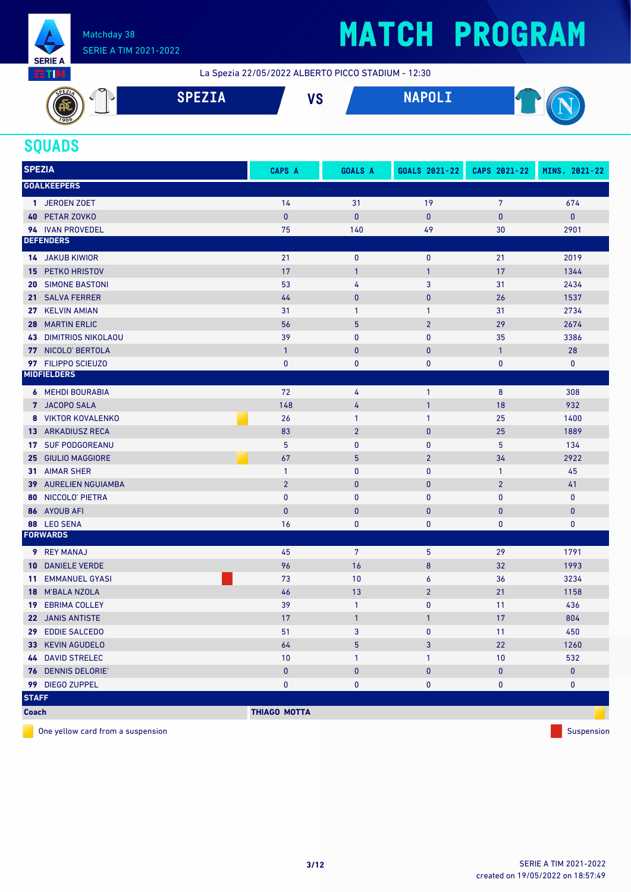Matchday 38
SERIE A TIM 2021-2022

# MATCH PROGRAM

La Spezia 22/05/2022 ALBERTO PICCO STADIUM - 12:30

**SPEZIA** VS **NAPOLI**

## SQUADS

| SPEZIA | | CAPS A | GOALS A | GOALS 2021-22 | CAPS 2021-22 | MINS. 2021-22 |
|---|---|---|---|---|---|---|
| **GOALKEEPERS** | | | | | | |
| 1 JEROEN ZOET | | 14 | 31 | 19 | 7 | 674 |
| 40 PETAR ZOVKO | | 0 | 0 | 0 | 0 | 0 |
| 94 IVAN PROVEDEL | | 75 | 140 | 49 | 30 | 2901 |
| **DEFENDERS** | | | | | | |
| 14 JAKUB KIWIOR | | 21 | 0 | 0 | 21 | 2019 |
| 15 PETKO HRISTOV | | 17 | 1 | 1 | 17 | 1344 |
| 20 SIMONE BASTONI | | 53 | 4 | 3 | 31 | 2434 |
| 21 SALVA FERRER | | 44 | 0 | 0 | 26 | 1537 |
| 27 KELVIN AMIAN | | 31 | 1 | 1 | 31 | 2734 |
| 28 MARTIN ERLIC | | 56 | 5 | 2 | 29 | 2674 |
| 43 DIMITRIOS NIKOLAOU | | 39 | 0 | 0 | 35 | 3386 |
| 77 NICOLO' BERTOLA | | 1 | 0 | 0 | 1 | 28 |
| 97 FILIPPO SCIEUZO | | 0 | 0 | 0 | 0 | 0 |
| **MIDFIELDERS** | | | | | | |
| 6 MEHDI BOURABIA | | 72 | 4 | 1 | 8 | 308 |
| 7 JACOPO SALA | | 148 | 4 | 1 | 18 | 932 |
| 8 VIKTOR KOVALENKO | Yellow card | 26 | 1 | 1 | 25 | 1400 |
| 13 ARKADIUSZ RECA | | 83 | 2 | 0 | 25 | 1889 |
| 17 SUF PODGOREANU | | 5 | 0 | 0 | 5 | 134 |
| 25 GIULIO MAGGIORE | Yellow card | 67 | 5 | 2 | 34 | 2922 |
| 31 AIMAR SHER | | 1 | 0 | 0 | 1 | 45 |
| 39 AURELIEN NGUIAMBA | | 2 | 0 | 0 | 2 | 41 |
| 80 NICCOLO' PIETRA | | 0 | 0 | 0 | 0 | 0 |
| 86 AYOUB AFI | | 0 | 0 | 0 | 0 | 0 |
| 88 LEO SENA | | 16 | 0 | 0 | 0 | 0 |
| **FORWARDS** | | | | | | |
| 9 REY MANAJ | | 45 | 7 | 5 | 29 | 1791 |
| 10 DANIELE VERDE | | 96 | 16 | 8 | 32 | 1993 |
| 11 EMMANUEL GYASI | Suspension | 73 | 10 | 6 | 36 | 3234 |
| 18 M'BALA NZOLA | | 46 | 13 | 2 | 21 | 1158 |
| 19 EBRIMA COLLEY | | 39 | 1 | 0 | 11 | 436 |
| 22 JANIS ANTISTE | | 17 | 1 | 1 | 17 | 804 |
| 29 EDDIE SALCEDO | | 51 | 3 | 0 | 11 | 450 |
| 33 KEVIN AGUDELO | | 64 | 5 | 3 | 22 | 1260 |
| 44 DAVID STRELEC | | 10 | 1 | 1 | 10 | 532 |
| 76 DENNIS DELORIE' | | 0 | 0 | 0 | 0 | 0 |
| 99 DIEGO ZUPPEL | | 0 | 0 | 0 | 0 | 0 |
| **STAFF** | | | | | | |
| **Coach** | **THIAGO MOTTA** (Yellow card) | | | | | |

Yellow card: One yellow card from a suspension

Red card: Suspension

SERIE A TIM 2021-2022
created on 19/05/2022 on 18:57:49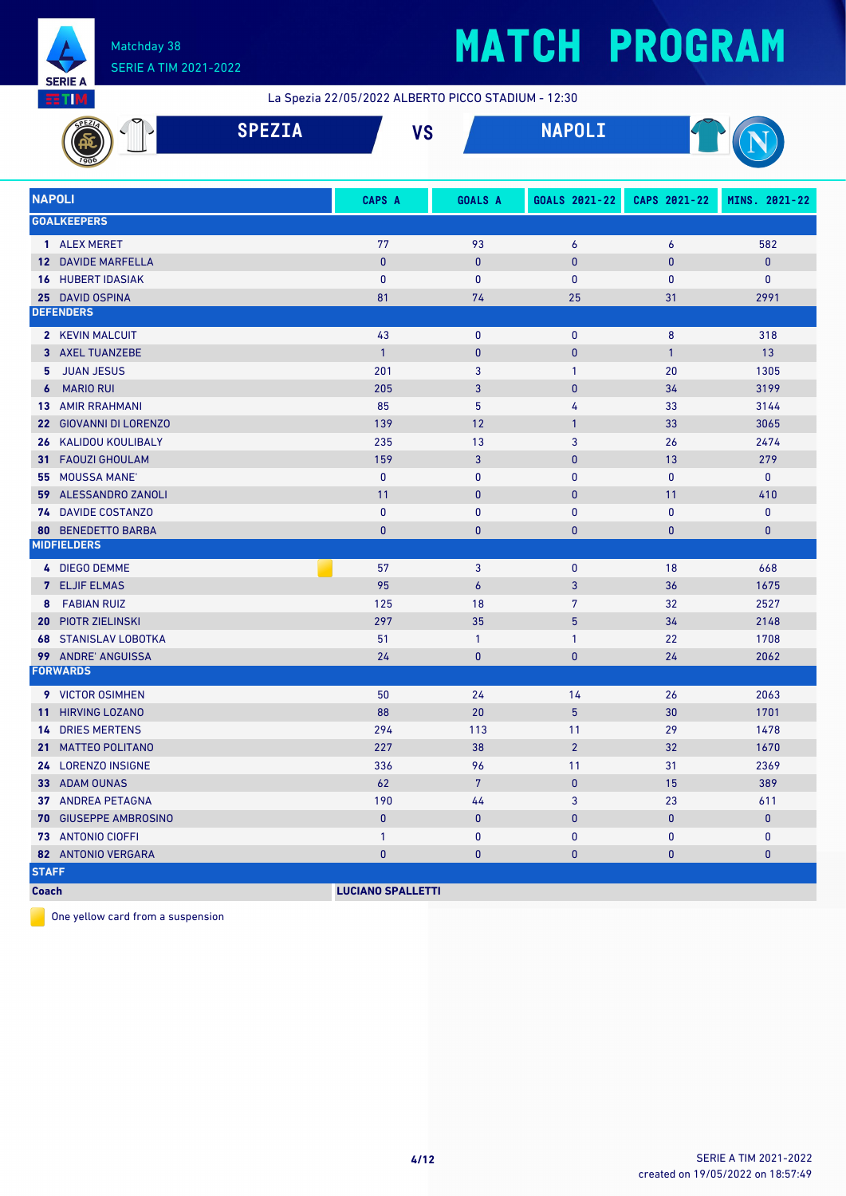# MATCH PROGRAM

Matchday 38
SERIE A TIM 2021-2022

La Spezia 22/05/2022 ALBERTO PICCO STADIUM - 12:30

**SPEZIA** VS **NAPOLI**

| NAPOLI | CAPS A | GOALS A | GOALS 2021-22 | CAPS 2021-22 | MINS. 2021-22 |
|---|---|---|---|---|---|
| **GOALKEEPERS** | | | | | |
| 1 ALEX MERET | 77 | 93 | 6 | 6 | 582 |
| 12 DAVIDE MARFELLA | 0 | 0 | 0 | 0 | 0 |
| 16 HUBERT IDASIAK | 0 | 0 | 0 | 0 | 0 |
| 25 DAVID OSPINA | 81 | 74 | 25 | 31 | 2991 |
| **DEFENDERS** | | | | | |
| 2 KEVIN MALCUIT | 43 | 0 | 0 | 8 | 318 |
| 3 AXEL TUANZEBE | 1 | 0 | 0 | 1 | 13 |
| 5 JUAN JESUS | 201 | 3 | 1 | 20 | 1305 |
| 6 MARIO RUI | 205 | 3 | 0 | 34 | 3199 |
| 13 AMIR RRAHMANI | 85 | 5 | 4 | 33 | 3144 |
| 22 GIOVANNI DI LORENZO | 139 | 12 | 1 | 33 | 3065 |
| 26 KALIDOU KOULIBALY | 235 | 13 | 3 | 26 | 2474 |
| 31 FAOUZI GHOULAM | 159 | 3 | 0 | 13 | 279 |
| 55 MOUSSA MANE' | 0 | 0 | 0 | 0 | 0 |
| 59 ALESSANDRO ZANOLI | 11 | 0 | 0 | 11 | 410 |
| 74 DAVIDE COSTANZO | 0 | 0 | 0 | 0 | 0 |
| 80 BENEDETTO BARBA | 0 | 0 | 0 | 0 | 0 |
| **MIDFIELDERS** | | | | | |
| 4 DIEGO DEMME 🟨 | 57 | 3 | 0 | 18 | 668 |
| 7 ELJIF ELMAS | 95 | 6 | 3 | 36 | 1675 |
| 8 FABIAN RUIZ | 125 | 18 | 7 | 32 | 2527 |
| 20 PIOTR ZIELINSKI | 297 | 35 | 5 | 34 | 2148 |
| 68 STANISLAV LOBOTKA | 51 | 1 | 1 | 22 | 1708 |
| 99 ANDRE' ANGUISSA | 24 | 0 | 0 | 24 | 2062 |
| **FORWARDS** | | | | | |
| 9 VICTOR OSIMHEN | 50 | 24 | 14 | 26 | 2063 |
| 11 HIRVING LOZANO | 88 | 20 | 5 | 30 | 1701 |
| 14 DRIES MERTENS | 294 | 113 | 11 | 29 | 1478 |
| 21 MATTEO POLITANO | 227 | 38 | 2 | 32 | 1670 |
| 24 LORENZO INSIGNE | 336 | 96 | 11 | 31 | 2369 |
| 33 ADAM OUNAS | 62 | 7 | 0 | 15 | 389 |
| 37 ANDREA PETAGNA | 190 | 44 | 3 | 23 | 611 |
| 70 GIUSEPPE AMBROSINO | 0 | 0 | 0 | 0 | 0 |
| 73 ANTONIO CIOFFI | 1 | 0 | 0 | 0 | 0 |
| 82 ANTONIO VERGARA | 0 | 0 | 0 | 0 | 0 |
| **STAFF** | | | | | |
| **Coach** | **LUCIANO SPALLETTI** | | | | |

🟨 One yellow card from a suspension

created on 19/05/2022 on 18:57:49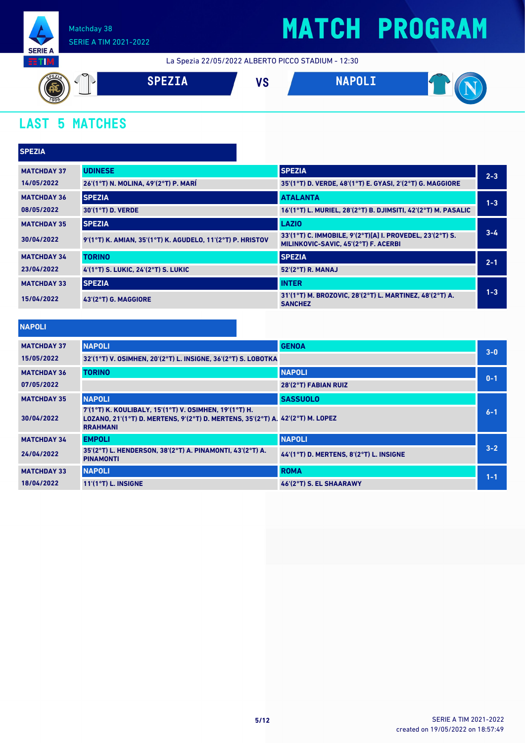Matchday 38
SERIE A TIM 2021-2022

# MATCH PROGRAM

La Spezia 22/05/2022 ALBERTO PICCO STADIUM - 12:30

**SPEZIA** VS **NAPOLI**

## LAST 5 MATCHES

### SPEZIA

| Matchday | Home | Away | Result |
|---|---|---|---|
| MATCHDAY 37<br>14/05/2022 | UDINESE<br>26'(1°T) N. MOLINA, 49'(2°T) P. MARÍ | SPEZIA<br>35'(1°T) D. VERDE, 48'(1°T) E. GYASI, 2'(2°T) G. MAGGIORE | 2-3 |
| MATCHDAY 36<br>08/05/2022 | SPEZIA<br>30'(1°T) D. VERDE | ATALANTA<br>16'(1°T) L. MURIEL, 28'(2°T) B. DJIMSITI, 42'(2°T) M. PASALIC | 1-3 |
| MATCHDAY 35<br>30/04/2022 | SPEZIA<br>9'(1°T) K. AMIAN, 35'(1°T) K. AGUDELO, 11'(2°T) P. HRISTOV | LAZIO<br>33'(1°T) C. IMMOBILE, 9'(2°T)[A] I. PROVEDEL, 23'(2°T) S. MILINKOVIC-SAVIC, 45'(2°T) F. ACERBI | 3-4 |
| MATCHDAY 34<br>23/04/2022 | TORINO<br>4'(1°T) S. LUKIC, 24'(2°T) S. LUKIC | SPEZIA<br>52'(2°T) R. MANAJ | 2-1 |
| MATCHDAY 33<br>15/04/2022 | SPEZIA<br>43'(2°T) G. MAGGIORE | INTER<br>31'(1°T) M. BROZOVIC, 28'(2°T) L. MARTINEZ, 48'(2°T) A. SANCHEZ | 1-3 |

### NAPOLI

| Matchday | Home | Away | Result |
|---|---|---|---|
| MATCHDAY 37<br>15/05/2022 | NAPOLI<br>32'(1°T) V. OSIMHEN, 20'(2°T) L. INSIGNE, 36'(2°T) S. LOBOTKA | GENOA | 3-0 |
| MATCHDAY 36<br>07/05/2022 | TORINO | NAPOLI<br>28'(2°T) FABIAN RUIZ | 0-1 |
| MATCHDAY 35<br>30/04/2022 | NAPOLI<br>7'(1°T) K. KOULIBALY, 15'(1°T) V. OSIMHEN, 19'(1°T) H. LOZANO, 21'(1°T) D. MERTENS, 9'(2°T) D. MERTENS, 35'(2°T) A. RRAHMANI | SASSUOLO<br>42'(2°T) M. LOPEZ | 6-1 |
| MATCHDAY 34<br>24/04/2022 | EMPOLI<br>35'(2°T) L. HENDERSON, 38'(2°T) A. PINAMONTI, 43'(2°T) A. PINAMONTI | NAPOLI<br>44'(1°T) D. MERTENS, 8'(2°T) L. INSIGNE | 3-2 |
| MATCHDAY 33<br>18/04/2022 | NAPOLI<br>11'(1°T) L. INSIGNE | ROMA<br>46'(2°T) S. EL SHAARAWY | 1-1 |

SERIE A TIM 2021-2022
created on 19/05/2022 on 18:57:49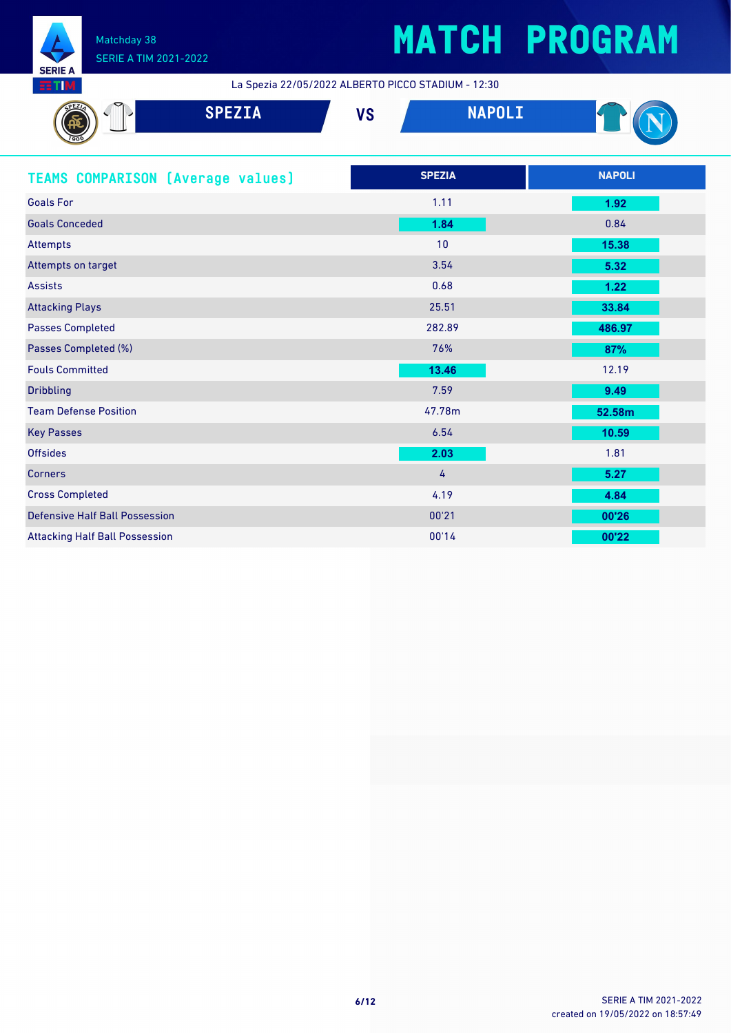# MATCH PROGRAM

Matchday 38
SERIE A TIM 2021-2022

La Spezia 22/05/2022 ALBERTO PICCO STADIUM - 12:30

## SPEZIA VS NAPOLI

## TEAMS COMPARISON (Average values)

| | SPEZIA | NAPOLI |
|---|---|---|
| Goals For | 1.11 | **1.92** |
| Goals Conceded | **1.84** | 0.84 |
| Attempts | 10 | **15.38** |
| Attempts on target | 3.54 | **5.32** |
| Assists | 0.68 | **1.22** |
| Attacking Plays | 25.51 | **33.84** |
| Passes Completed | 282.89 | **486.97** |
| Passes Completed (%) | 76% | **87%** |
| Fouls Committed | **13.46** | 12.19 |
| Dribbling | 7.59 | **9.49** |
| Team Defense Position | 47.78m | **52.58m** |
| Key Passes | 6.54 | **10.59** |
| Offsides | **2.03** | 1.81 |
| Corners | 4 | **5.27** |
| Cross Completed | 4.19 | **4.84** |
| Defensive Half Ball Possession | 00'21 | **00'26** |
| Attacking Half Ball Possession | 00'14 | **00'22** |

SERIE A TIM 2021-2022
created on 19/05/2022 on 18:57:49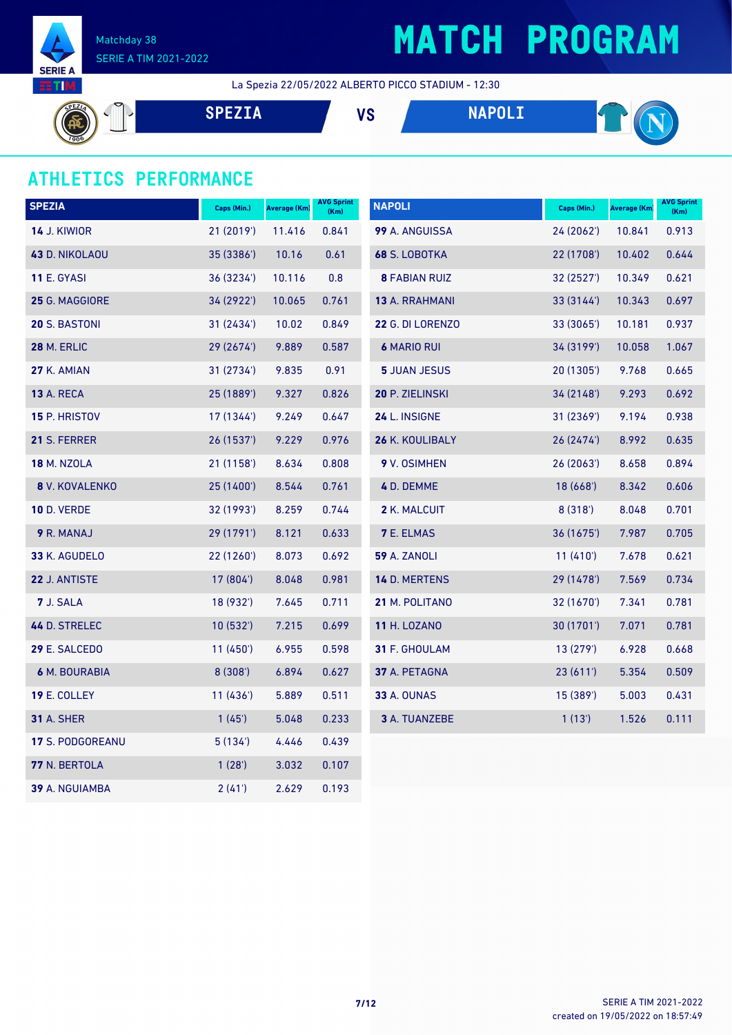# MATCH PROGRAM

Matchday 38
SERIE A TIM 2021-2022

La Spezia 22/05/2022 ALBERTO PICCO STADIUM - 12:30

**SPEZIA** VS **NAPOLI**

## ATHLETICS PERFORMANCE

| SPEZIA | Caps (Min.) | Average (Km) | AVG Sprint (Km) |
|---|---|---|---|
| **14** J. KIWIOR | 21 (2019') | 11.416 | 0.841 |
| **43** D. NIKOLAOU | 35 (3386') | 10.16 | 0.61 |
| **11** E. GYASI | 36 (3234') | 10.116 | 0.8 |
| **25** G. MAGGIORE | 34 (2922') | 10.065 | 0.761 |
| **20** S. BASTONI | 31 (2434') | 10.02 | 0.849 |
| **28** M. ERLIC | 29 (2674') | 9.889 | 0.587 |
| **27** K. AMIAN | 31 (2734') | 9.835 | 0.91 |
| **13** A. RECA | 25 (1889') | 9.327 | 0.826 |
| **15** P. HRISTOV | 17 (1344') | 9.249 | 0.647 |
| **21** S. FERRER | 26 (1537') | 9.229 | 0.976 |
| **18** M. NZOLA | 21 (1158') | 8.634 | 0.808 |
| **8** V. KOVALENKO | 25 (1400') | 8.544 | 0.761 |
| **10** D. VERDE | 32 (1993') | 8.259 | 0.744 |
| **9** R. MANAJ | 29 (1791') | 8.121 | 0.633 |
| **33** K. AGUDELO | 22 (1260') | 8.073 | 0.692 |
| **22** J. ANTISTE | 17 (804') | 8.048 | 0.981 |
| **7** J. SALA | 18 (932') | 7.645 | 0.711 |
| **44** D. STRELEC | 10 (532') | 7.215 | 0.699 |
| **29** E. SALCEDO | 11 (450') | 6.955 | 0.598 |
| **6** M. BOURABIA | 8 (308') | 6.894 | 0.627 |
| **19** E. COLLEY | 11 (436') | 5.889 | 0.511 |
| **31** A. SHER | 1 (45') | 5.048 | 0.233 |
| **17** S. PODGOREANU | 5 (134') | 4.446 | 0.439 |
| **77** N. BERTOLA | 1 (28') | 3.032 | 0.107 |
| **39** A. NGUIAMBA | 2 (41') | 2.629 | 0.193 |

| NAPOLI | Caps (Min.) | Average (Km) | AVG Sprint (Km) |
|---|---|---|---|
| **99** A. ANGUISSA | 24 (2062') | 10.841 | 0.913 |
| **68** S. LOBOTKA | 22 (1708') | 10.402 | 0.644 |
| **8** FABIAN RUIZ | 32 (2527') | 10.349 | 0.621 |
| **13** A. RRAHMANI | 33 (3144') | 10.343 | 0.697 |
| **22** G. DI LORENZO | 33 (3065') | 10.181 | 0.937 |
| **6** MARIO RUI | 34 (3199') | 10.058 | 1.067 |
| **5** JUAN JESUS | 20 (1305') | 9.768 | 0.665 |
| **20** P. ZIELINSKI | 34 (2148') | 9.293 | 0.692 |
| **24** L. INSIGNE | 31 (2369') | 9.194 | 0.938 |
| **26** K. KOULIBALY | 26 (2474') | 8.992 | 0.635 |
| **9** V. OSIMHEN | 26 (2063') | 8.658 | 0.894 |
| **4** D. DEMME | 18 (668') | 8.342 | 0.606 |
| **2** K. MALCUIT | 8 (318') | 8.048 | 0.701 |
| **7** E. ELMAS | 36 (1675') | 7.987 | 0.705 |
| **59** A. ZANOLI | 11 (410') | 7.678 | 0.621 |
| **14** D. MERTENS | 29 (1478') | 7.569 | 0.734 |
| **21** M. POLITANO | 32 (1670') | 7.341 | 0.781 |
| **11** H. LOZANO | 30 (1701') | 7.071 | 0.781 |
| **31** F. GHOULAM | 13 (279') | 6.928 | 0.668 |
| **37** A. PETAGNA | 23 (611') | 5.354 | 0.509 |
| **33** A. OUNAS | 15 (389') | 5.003 | 0.431 |
| **3** A. TUANZEBE | 1 (13') | 1.526 | 0.111 |

SERIE A TIM 2021-2022
created on 19/05/2022 on 18:57:49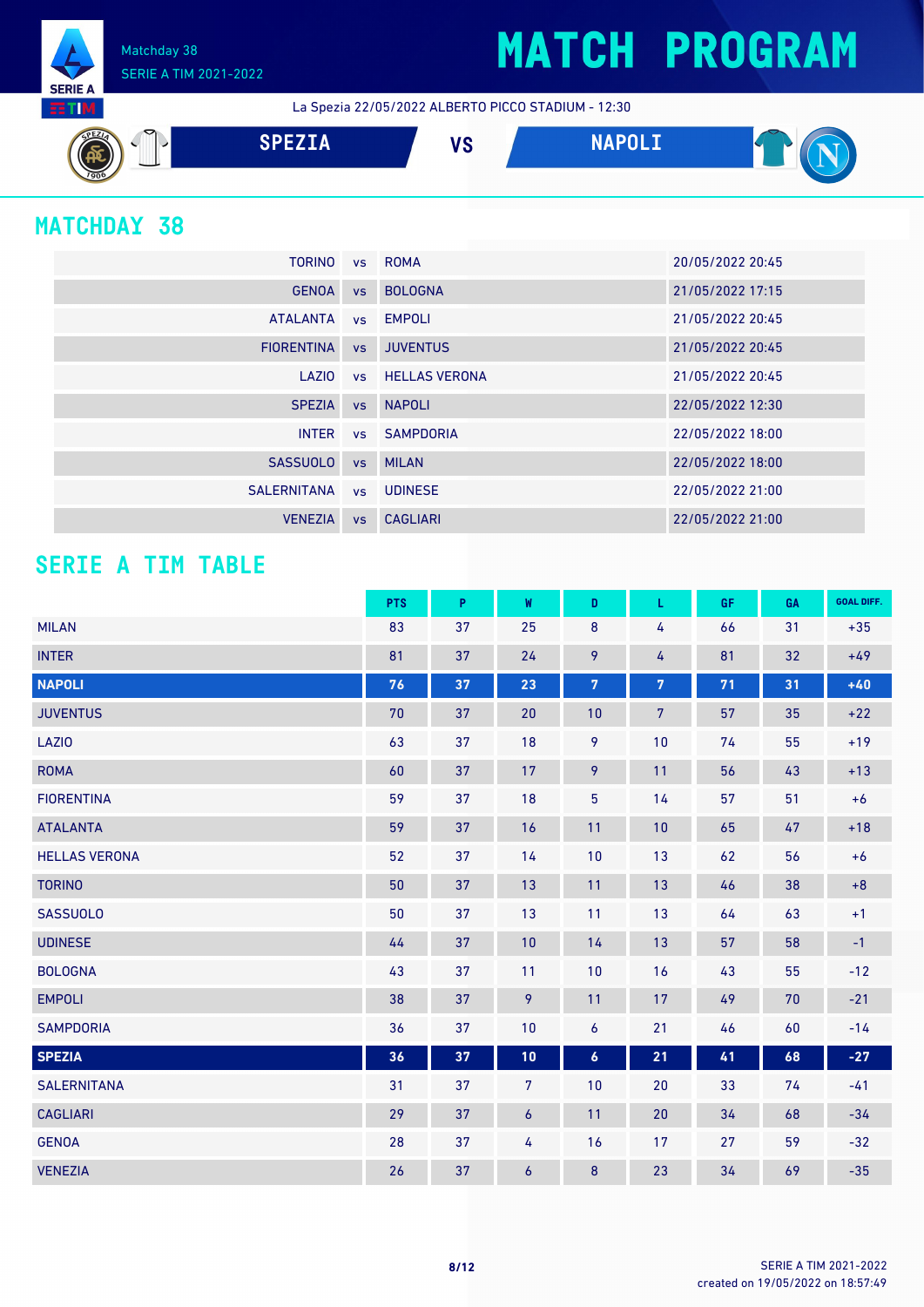Matchday 38
SERIE A TIM 2021-2022

# MATCH PROGRAM

La Spezia 22/05/2022 ALBERTO PICCO STADIUM - 12:30

**SPEZIA** VS **NAPOLI**

## MATCHDAY 38

| | | | |
|---|---|---|---|
| TORINO | vs | ROMA | 20/05/2022 20:45 |
| GENOA | vs | BOLOGNA | 21/05/2022 17:15 |
| ATALANTA | vs | EMPOLI | 21/05/2022 20:45 |
| FIORENTINA | vs | JUVENTUS | 21/05/2022 20:45 |
| LAZIO | vs | HELLAS VERONA | 21/05/2022 20:45 |
| SPEZIA | vs | NAPOLI | 22/05/2022 12:30 |
| INTER | vs | SAMPDORIA | 22/05/2022 18:00 |
| SASSUOLO | vs | MILAN | 22/05/2022 18:00 |
| SALERNITANA | vs | UDINESE | 22/05/2022 21:00 |
| VENEZIA | vs | CAGLIARI | 22/05/2022 21:00 |

## SERIE A TIM TABLE

| | PTS | P | W | D | L | GF | GA | GOAL DIFF. |
|---|---|---|---|---|---|---|---|---|
| MILAN | 83 | 37 | 25 | 8 | 4 | 66 | 31 | +35 |
| INTER | 81 | 37 | 24 | 9 | 4 | 81 | 32 | +49 |
| **NAPOLI** | **76** | **37** | **23** | **7** | **7** | **71** | **31** | **+40** |
| JUVENTUS | 70 | 37 | 20 | 10 | 7 | 57 | 35 | +22 |
| LAZIO | 63 | 37 | 18 | 9 | 10 | 74 | 55 | +19 |
| ROMA | 60 | 37 | 17 | 9 | 11 | 56 | 43 | +13 |
| FIORENTINA | 59 | 37 | 18 | 5 | 14 | 57 | 51 | +6 |
| ATALANTA | 59 | 37 | 16 | 11 | 10 | 65 | 47 | +18 |
| HELLAS VERONA | 52 | 37 | 14 | 10 | 13 | 62 | 56 | +6 |
| TORINO | 50 | 37 | 13 | 11 | 13 | 46 | 38 | +8 |
| SASSUOLO | 50 | 37 | 13 | 11 | 13 | 64 | 63 | +1 |
| UDINESE | 44 | 37 | 10 | 14 | 13 | 57 | 58 | -1 |
| BOLOGNA | 43 | 37 | 11 | 10 | 16 | 43 | 55 | -12 |
| EMPOLI | 38 | 37 | 9 | 11 | 17 | 49 | 70 | -21 |
| SAMPDORIA | 36 | 37 | 10 | 6 | 21 | 46 | 60 | -14 |
| **SPEZIA** | **36** | **37** | **10** | **6** | **21** | **41** | **68** | **-27** |
| SALERNITANA | 31 | 37 | 7 | 10 | 20 | 33 | 74 | -41 |
| CAGLIARI | 29 | 37 | 6 | 11 | 20 | 34 | 68 | -34 |
| GENOA | 28 | 37 | 4 | 16 | 17 | 27 | 59 | -32 |
| VENEZIA | 26 | 37 | 6 | 8 | 23 | 34 | 69 | -35 |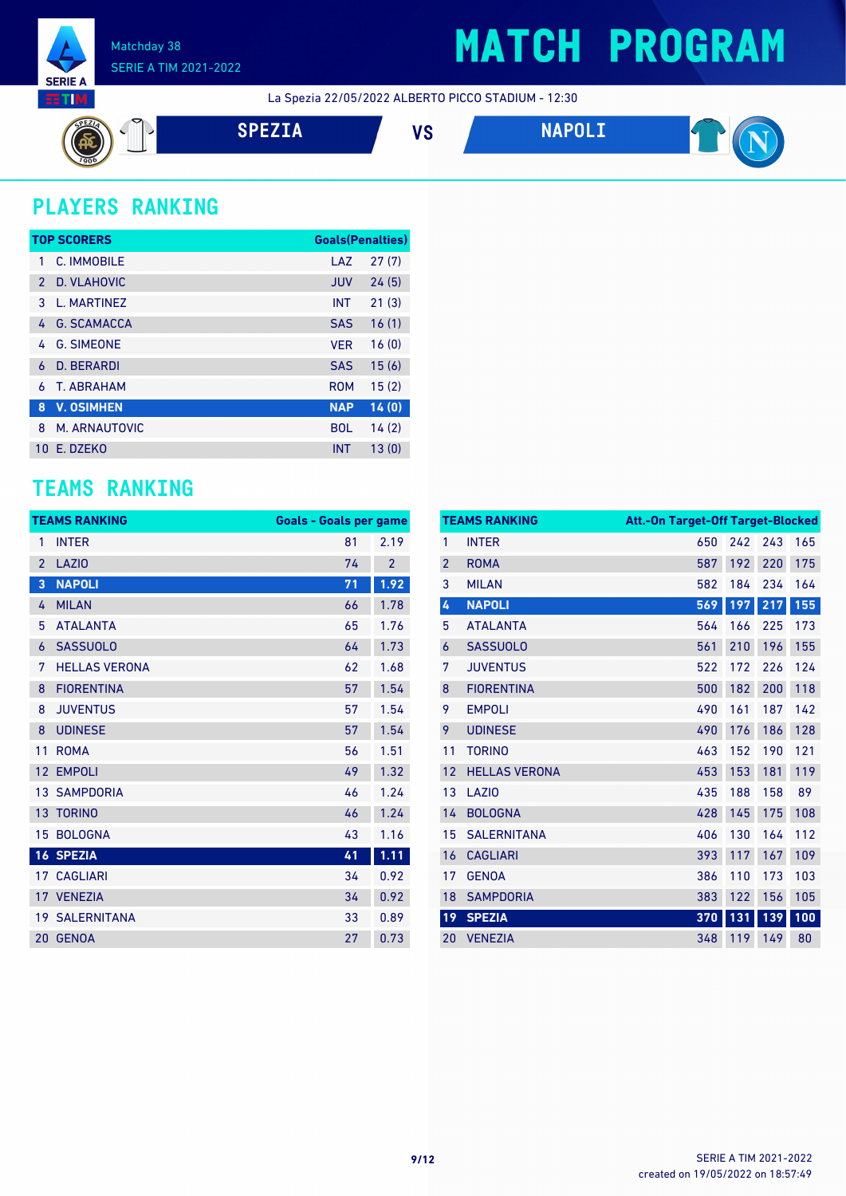Matchday 38
SERIE A TIM 2021-2022

# MATCH PROGRAM

La Spezia 22/05/2022 ALBERTO PICCO STADIUM - 12:30

**SPEZIA** VS **NAPOLI**

## PLAYERS RANKING

| TOP SCORERS | | | Goals(Penalties) |
|---|---|---|---|
| 1 | C. IMMOBILE | LAZ | 27 (7) |
| 2 | D. VLAHOVIC | JUV | 24 (5) |
| 3 | L. MARTINEZ | INT | 21 (3) |
| 4 | G. SCAMACCA | SAS | 16 (1) |
| 4 | G. SIMEONE | VER | 16 (0) |
| 6 | D. BERARDI | SAS | 15 (6) |
| 6 | T. ABRAHAM | ROM | 15 (2) |
| **8** | **V. OSIMHEN** | **NAP** | **14 (0)** |
| 8 | M. ARNAUTOVIC | BOL | 14 (2) |
| 10 | E. DZEKO | INT | 13 (0) |

## TEAMS RANKING

| TEAMS RANKING | | Goals | Goals per game |
|---|---|---|---|
| 1 | INTER | 81 | 2.19 |
| 2 | LAZIO | 74 | 2 |
| **3** | **NAPOLI** | **71** | **1.92** |
| 4 | MILAN | 66 | 1.78 |
| 5 | ATALANTA | 65 | 1.76 |
| 6 | SASSUOLO | 64 | 1.73 |
| 7 | HELLAS VERONA | 62 | 1.68 |
| 8 | FIORENTINA | 57 | 1.54 |
| 8 | JUVENTUS | 57 | 1.54 |
| 8 | UDINESE | 57 | 1.54 |
| 11 | ROMA | 56 | 1.51 |
| 12 | EMPOLI | 49 | 1.32 |
| 13 | SAMPDORIA | 46 | 1.24 |
| 13 | TORINO | 46 | 1.24 |
| 15 | BOLOGNA | 43 | 1.16 |
| **16** | **SPEZIA** | **41** | **1.11** |
| 17 | CAGLIARI | 34 | 0.92 |
| 17 | VENEZIA | 34 | 0.92 |
| 19 | SALERNITANA | 33 | 0.89 |
| 20 | GENOA | 27 | 0.73 |

| TEAMS RANKING | | Att. | On Target | Off Target | Blocked |
|---|---|---|---|---|---|
| 1 | INTER | 650 | 242 | 243 | 165 |
| 2 | ROMA | 587 | 192 | 220 | 175 |
| 3 | MILAN | 582 | 184 | 234 | 164 |
| **4** | **NAPOLI** | **569** | **197** | **217** | **155** |
| 5 | ATALANTA | 564 | 166 | 225 | 173 |
| 6 | SASSUOLO | 561 | 210 | 196 | 155 |
| 7 | JUVENTUS | 522 | 172 | 226 | 124 |
| 8 | FIORENTINA | 500 | 182 | 200 | 118 |
| 9 | EMPOLI | 490 | 161 | 187 | 142 |
| 9 | UDINESE | 490 | 176 | 186 | 128 |
| 11 | TORINO | 463 | 152 | 190 | 121 |
| 12 | HELLAS VERONA | 453 | 153 | 181 | 119 |
| 13 | LAZIO | 435 | 188 | 158 | 89 |
| 14 | BOLOGNA | 428 | 145 | 175 | 108 |
| 15 | SALERNITANA | 406 | 130 | 164 | 112 |
| 16 | CAGLIARI | 393 | 117 | 167 | 109 |
| 17 | GENOA | 386 | 110 | 173 | 103 |
| 18 | SAMPDORIA | 383 | 122 | 156 | 105 |
| **19** | **SPEZIA** | **370** | **131** | **139** | **100** |
| 20 | VENEZIA | 348 | 119 | 149 | 80 |

SERIE A TIM 2021-2022
created on 19/05/2022 on 18:57:49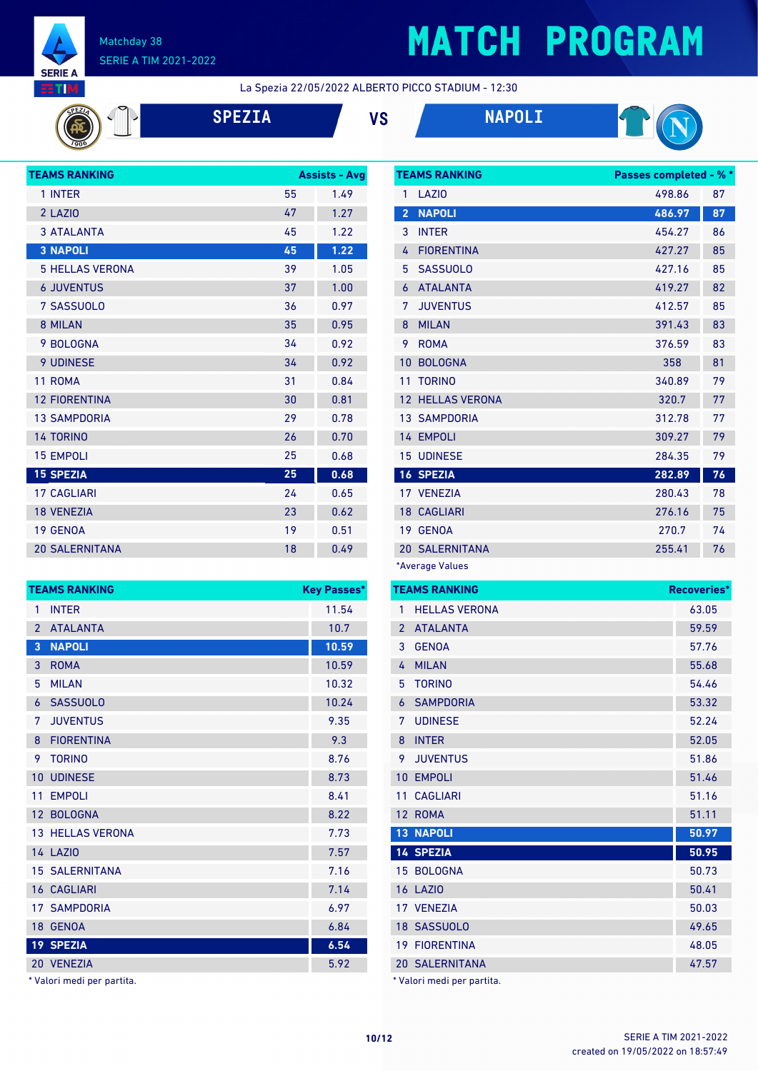# MATCH PROGRAM

Matchday 38
SERIE A TIM 2021-2022

La Spezia 22/05/2022 ALBERTO PICCO STADIUM - 12:30

**SPEZIA** VS **NAPOLI**

| TEAMS RANKING | Assists | Avg |
|---|---|---|
| 1 INTER | 55 | 1.49 |
| 2 LAZIO | 47 | 1.27 |
| 3 ATALANTA | 45 | 1.22 |
| **3 NAPOLI** | **45** | **1.22** |
| 5 HELLAS VERONA | 39 | 1.05 |
| 6 JUVENTUS | 37 | 1.00 |
| 7 SASSUOLO | 36 | 0.97 |
| 8 MILAN | 35 | 0.95 |
| 9 BOLOGNA | 34 | 0.92 |
| 9 UDINESE | 34 | 0.92 |
| 11 ROMA | 31 | 0.84 |
| 12 FIORENTINA | 30 | 0.81 |
| 13 SAMPDORIA | 29 | 0.78 |
| 14 TORINO | 26 | 0.70 |
| 15 EMPOLI | 25 | 0.68 |
| **15 SPEZIA** | **25** | **0.68** |
| 17 CAGLIARI | 24 | 0.65 |
| 18 VENEZIA | 23 | 0.62 |
| 19 GENOA | 19 | 0.51 |
| 20 SALERNITANA | 18 | 0.49 |

| TEAMS RANKING | Passes completed* | %* |
|---|---|---|
| 1 LAZIO | 498.86 | 87 |
| **2 NAPOLI** | **486.97** | **87** |
| 3 INTER | 454.27 | 86 |
| 4 FIORENTINA | 427.27 | 85 |
| 5 SASSUOLO | 427.16 | 85 |
| 6 ATALANTA | 419.27 | 82 |
| 7 JUVENTUS | 412.57 | 85 |
| 8 MILAN | 391.43 | 83 |
| 9 ROMA | 376.59 | 83 |
| 10 BOLOGNA | 358 | 81 |
| 11 TORINO | 340.89 | 79 |
| 12 HELLAS VERONA | 320.7 | 77 |
| 13 SAMPDORIA | 312.78 | 77 |
| 14 EMPOLI | 309.27 | 79 |
| 15 UDINESE | 284.35 | 79 |
| **16 SPEZIA** | **282.89** | **76** |
| 17 VENEZIA | 280.43 | 78 |
| 18 CAGLIARI | 276.16 | 75 |
| 19 GENOA | 270.7 | 74 |
| 20 SALERNITANA | 255.41 | 76 |

*Average Values

| TEAMS RANKING | Key Passes* |
|---|---|
| 1 INTER | 11.54 |
| 2 ATALANTA | 10.7 |
| **3 NAPOLI** | **10.59** |
| 3 ROMA | 10.59 |
| 5 MILAN | 10.32 |
| 6 SASSUOLO | 10.24 |
| 7 JUVENTUS | 9.35 |
| 8 FIORENTINA | 9.3 |
| 9 TORINO | 8.76 |
| 10 UDINESE | 8.73 |
| 11 EMPOLI | 8.41 |
| 12 BOLOGNA | 8.22 |
| 13 HELLAS VERONA | 7.73 |
| 14 LAZIO | 7.57 |
| 15 SALERNITANA | 7.16 |
| 16 CAGLIARI | 7.14 |
| 17 SAMPDORIA | 6.97 |
| 18 GENOA | 6.84 |
| **19 SPEZIA** | **6.54** |
| 20 VENEZIA | 5.92 |

* Valori medi per partita.

| TEAMS RANKING | Recoveries* |
|---|---|
| 1 HELLAS VERONA | 63.05 |
| 2 ATALANTA | 59.59 |
| 3 GENOA | 57.76 |
| 4 MILAN | 55.68 |
| 5 TORINO | 54.46 |
| 6 SAMPDORIA | 53.32 |
| 7 UDINESE | 52.24 |
| 8 INTER | 52.05 |
| 9 JUVENTUS | 51.86 |
| 10 EMPOLI | 51.46 |
| 11 CAGLIARI | 51.16 |
| 12 ROMA | 51.11 |
| **13 NAPOLI** | **50.97** |
| **14 SPEZIA** | **50.95** |
| 15 BOLOGNA | 50.73 |
| 16 LAZIO | 50.41 |
| 17 VENEZIA | 50.03 |
| 18 SASSUOLO | 49.65 |
| 19 FIORENTINA | 48.05 |
| 20 SALERNITANA | 47.57 |

* Valori medi per partita.

SERIE A TIM 2021-2022
created on 19/05/2022 on 18:57:49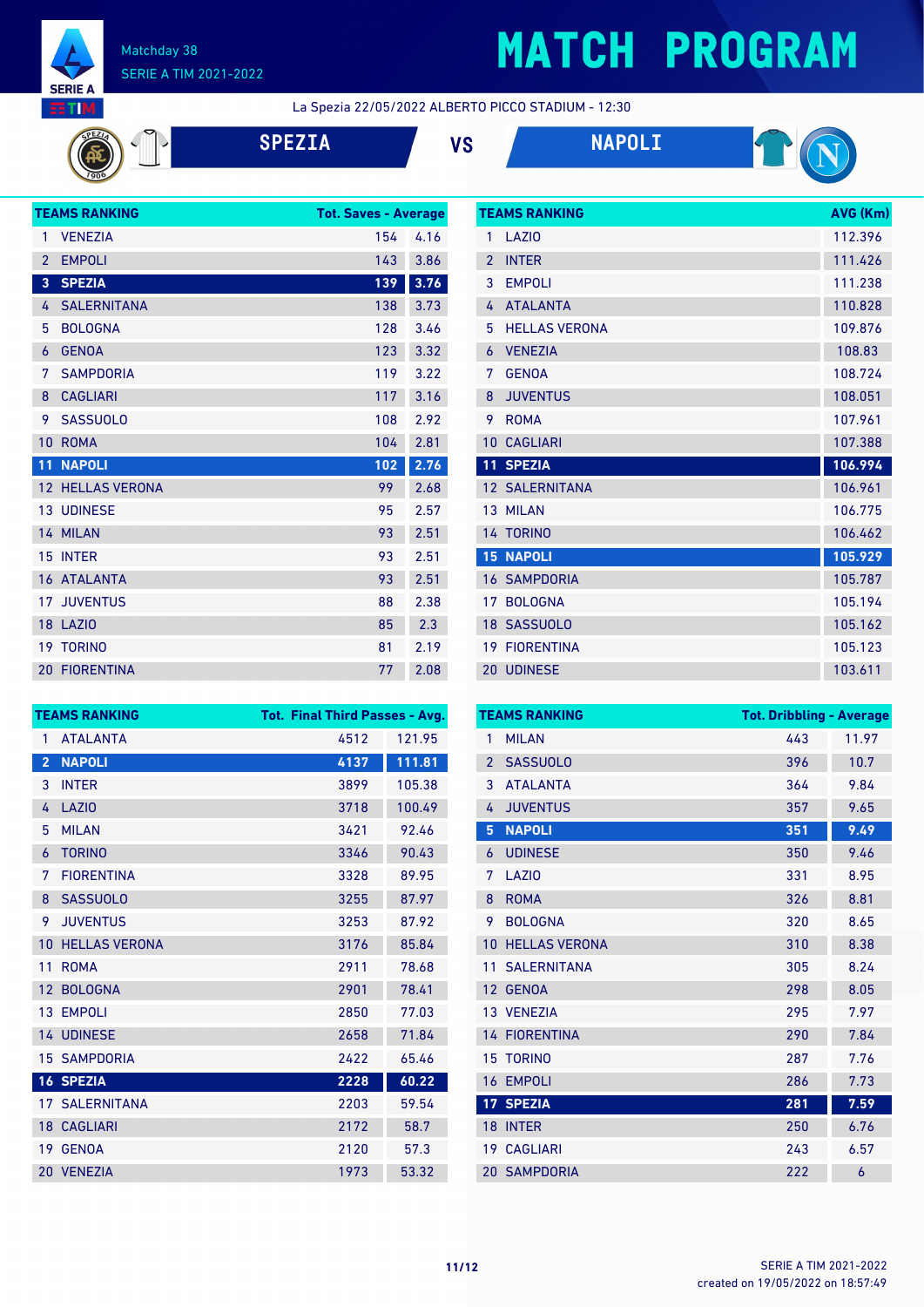# MATCH PROGRAM

Matchday 38
SERIE A TIM 2021-2022

La Spezia 22/05/2022 ALBERTO PICCO STADIUM - 12:30

**SPEZIA** VS **NAPOLI**

| TEAMS RANKING | Tot. Saves | Average |
|---|---|---|
| 1 VENEZIA | 154 | 4.16 |
| 2 EMPOLI | 143 | 3.86 |
| **3 SPEZIA** | **139** | **3.76** |
| 4 SALERNITANA | 138 | 3.73 |
| 5 BOLOGNA | 128 | 3.46 |
| 6 GENOA | 123 | 3.32 |
| 7 SAMPDORIA | 119 | 3.22 |
| 8 CAGLIARI | 117 | 3.16 |
| 9 SASSUOLO | 108 | 2.92 |
| 10 ROMA | 104 | 2.81 |
| **11 NAPOLI** | **102** | **2.76** |
| 12 HELLAS VERONA | 99 | 2.68 |
| 13 UDINESE | 95 | 2.57 |
| 14 MILAN | 93 | 2.51 |
| 15 INTER | 93 | 2.51 |
| 16 ATALANTA | 93 | 2.51 |
| 17 JUVENTUS | 88 | 2.38 |
| 18 LAZIO | 85 | 2.3 |
| 19 TORINO | 81 | 2.19 |
| 20 FIORENTINA | 77 | 2.08 |

| TEAMS RANKING | AVG (Km) |
|---|---|
| 1 LAZIO | 112.396 |
| 2 INTER | 111.426 |
| 3 EMPOLI | 111.238 |
| 4 ATALANTA | 110.828 |
| 5 HELLAS VERONA | 109.876 |
| 6 VENEZIA | 108.83 |
| 7 GENOA | 108.724 |
| 8 JUVENTUS | 108.051 |
| 9 ROMA | 107.961 |
| 10 CAGLIARI | 107.388 |
| **11 SPEZIA** | **106.994** |
| 12 SALERNITANA | 106.961 |
| 13 MILAN | 106.775 |
| 14 TORINO | 106.462 |
| **15 NAPOLI** | **105.929** |
| 16 SAMPDORIA | 105.787 |
| 17 BOLOGNA | 105.194 |
| 18 SASSUOLO | 105.162 |
| 19 FIORENTINA | 105.123 |
| 20 UDINESE | 103.611 |

| TEAMS RANKING | Tot. Final Third Passes | Avg. |
|---|---|---|
| 1 ATALANTA | 4512 | 121.95 |
| **2 NAPOLI** | **4137** | **111.81** |
| 3 INTER | 3899 | 105.38 |
| 4 LAZIO | 3718 | 100.49 |
| 5 MILAN | 3421 | 92.46 |
| 6 TORINO | 3346 | 90.43 |
| 7 FIORENTINA | 3328 | 89.95 |
| 8 SASSUOLO | 3255 | 87.97 |
| 9 JUVENTUS | 3253 | 87.92 |
| 10 HELLAS VERONA | 3176 | 85.84 |
| 11 ROMA | 2911 | 78.68 |
| 12 BOLOGNA | 2901 | 78.41 |
| 13 EMPOLI | 2850 | 77.03 |
| 14 UDINESE | 2658 | 71.84 |
| 15 SAMPDORIA | 2422 | 65.46 |
| **16 SPEZIA** | **2228** | **60.22** |
| 17 SALERNITANA | 2203 | 59.54 |
| 18 CAGLIARI | 2172 | 58.7 |
| 19 GENOA | 2120 | 57.3 |
| 20 VENEZIA | 1973 | 53.32 |

| TEAMS RANKING | Tot. Dribbling | Average |
|---|---|---|
| 1 MILAN | 443 | 11.97 |
| 2 SASSUOLO | 396 | 10.7 |
| 3 ATALANTA | 364 | 9.84 |
| 4 JUVENTUS | 357 | 9.65 |
| **5 NAPOLI** | **351** | **9.49** |
| 6 UDINESE | 350 | 9.46 |
| 7 LAZIO | 331 | 8.95 |
| 8 ROMA | 326 | 8.81 |
| 9 BOLOGNA | 320 | 8.65 |
| 10 HELLAS VERONA | 310 | 8.38 |
| 11 SALERNITANA | 305 | 8.24 |
| 12 GENOA | 298 | 8.05 |
| 13 VENEZIA | 295 | 7.97 |
| 14 FIORENTINA | 290 | 7.84 |
| 15 TORINO | 287 | 7.76 |
| 16 EMPOLI | 286 | 7.73 |
| **17 SPEZIA** | **281** | **7.59** |
| 18 INTER | 250 | 6.76 |
| 19 CAGLIARI | 243 | 6.57 |
| 20 SAMPDORIA | 222 | 6 |

created on 19/05/2022 on 18:57:49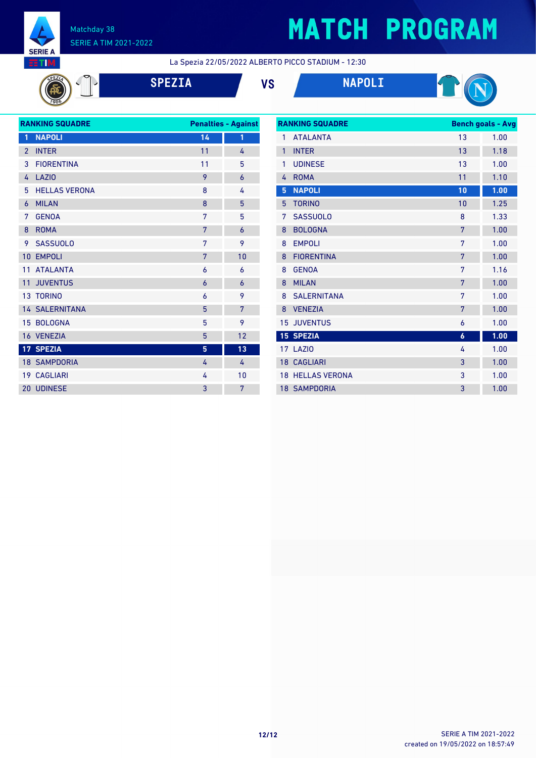# MATCH PROGRAM

Matchday 38
SERIE A TIM 2021-2022

La Spezia 22/05/2022 ALBERTO PICCO STADIUM - 12:30

**SPEZIA** VS **NAPOLI**

| RANKING SQUADRE | | Penalties | Against |
|---|---|---|---|
| 1 | **NAPOLI** | **14** | **1** |
| 2 | INTER | 11 | 4 |
| 3 | FIORENTINA | 11 | 5 |
| 4 | LAZIO | 9 | 6 |
| 5 | HELLAS VERONA | 8 | 4 |
| 6 | MILAN | 8 | 5 |
| 7 | GENOA | 7 | 5 |
| 8 | ROMA | 7 | 6 |
| 9 | SASSUOLO | 7 | 9 |
| 10 | EMPOLI | 7 | 10 |
| 11 | ATALANTA | 6 | 6 |
| 11 | JUVENTUS | 6 | 6 |
| 13 | TORINO | 6 | 9 |
| 14 | SALERNITANA | 5 | 7 |
| 15 | BOLOGNA | 5 | 9 |
| 16 | VENEZIA | 5 | 12 |
| 17 | **SPEZIA** | **5** | **13** |
| 18 | SAMPDORIA | 4 | 4 |
| 19 | CAGLIARI | 4 | 10 |
| 20 | UDINESE | 3 | 7 |

| RANKING SQUADRE | | Bench goals | Avg |
|---|---|---|---|
| 1 | ATALANTA | 13 | 1.00 |
| 1 | INTER | 13 | 1.18 |
| 1 | UDINESE | 13 | 1.00 |
| 4 | ROMA | 11 | 1.10 |
| 5 | **NAPOLI** | **10** | **1.00** |
| 5 | TORINO | 10 | 1.25 |
| 7 | SASSUOLO | 8 | 1.33 |
| 8 | BOLOGNA | 7 | 1.00 |
| 8 | EMPOLI | 7 | 1.00 |
| 8 | FIORENTINA | 7 | 1.00 |
| 8 | GENOA | 7 | 1.16 |
| 8 | MILAN | 7 | 1.00 |
| 8 | SALERNITANA | 7 | 1.00 |
| 8 | VENEZIA | 7 | 1.00 |
| 15 | JUVENTUS | 6 | 1.00 |
| 15 | **SPEZIA** | **6** | **1.00** |
| 17 | LAZIO | 4 | 1.00 |
| 18 | CAGLIARI | 3 | 1.00 |
| 18 | HELLAS VERONA | 3 | 1.00 |
| 18 | SAMPDORIA | 3 | 1.00 |

SERIE A TIM 2021-2022
created on 19/05/2022 on 18:57:49